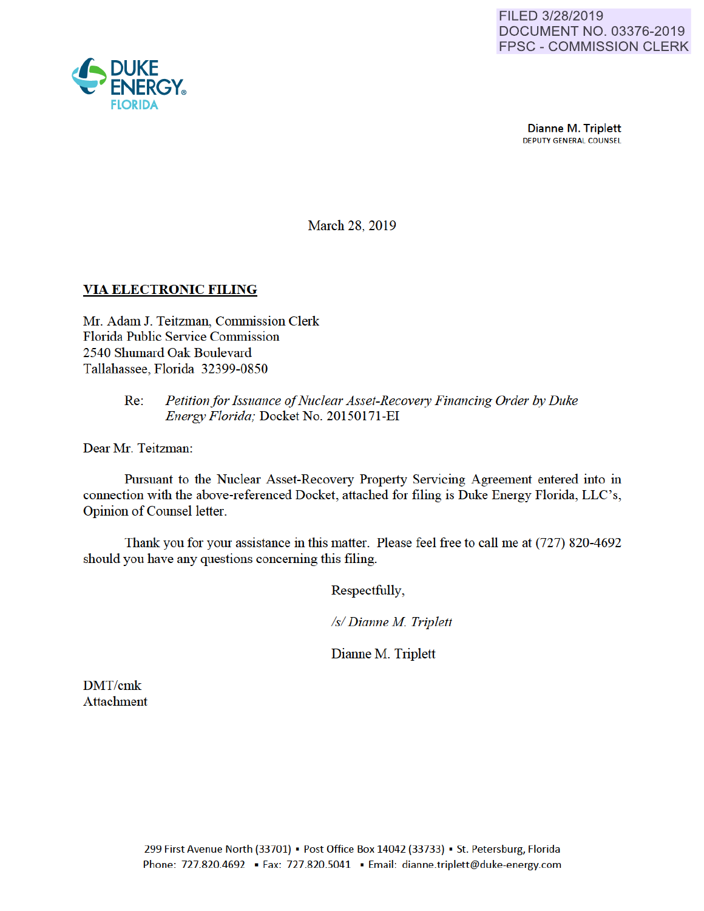FILED 3/28/2019
DOCUMENT NO. 03376-2019
FPSC - COMMISSION CLERK

DUKE ENERGY®
FLORIDA

**Dianne M. Triplett**
DEPUTY GENERAL COUNSEL

March 28, 2019

**VIA ELECTRONIC FILING**

Mr. Adam J. Teitzman, Commission Clerk
Florida Public Service Commission
2540 Shumard Oak Boulevard
Tallahassee, Florida 32399-0850

Re: *Petition for Issuance of Nuclear Asset-Recovery Financing Order by Duke Energy Florida;* Docket No. 20150171-EI

Dear Mr. Teitzman:

Pursuant to the Nuclear Asset-Recovery Property Servicing Agreement entered into in connection with the above-referenced Docket, attached for filing is Duke Energy Florida, LLC's, Opinion of Counsel letter.

Thank you for your assistance in this matter. Please feel free to call me at (727) 820-4692 should you have any questions concerning this filing.

Respectfully,

*/s/ Dianne M. Triplett*

Dianne M. Triplett

DMT/cmk
Attachment

299 First Avenue North (33701) ▪ Post Office Box 14042 (33733) ▪ St. Petersburg, Florida
Phone: 727.820.4692 ▪ Fax: 727.820.5041 ▪ Email: dianne.triplett@duke-energy.com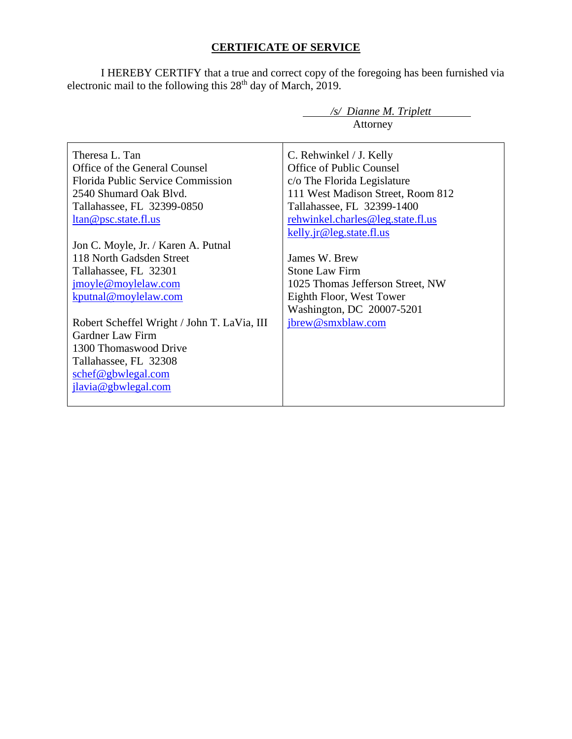# CERTIFICATE OF SERVICE

I HEREBY CERTIFY that a true and correct copy of the foregoing has been furnished via electronic mail to the following this 28th day of March, 2019.

*/s/ Dianne M. Triplett*
Attorney

| | |
|---|---|
| Theresa L. Tan<br>Office of the General Counsel<br>Florida Public Service Commission<br>2540 Shumard Oak Blvd.<br>Tallahassee, FL 32399-0850<br>ltan@psc.state.fl.us<br><br>Jon C. Moyle, Jr. / Karen A. Putnal<br>118 North Gadsden Street<br>Tallahassee, FL 32301<br>jmoyle@moylelaw.com<br>kputnal@moylelaw.com<br><br>Robert Scheffel Wright / John T. LaVia, III<br>Gardner Law Firm<br>1300 Thomaswood Drive<br>Tallahassee, FL 32308<br>schef@gbwlegal.com<br>jlavia@gbwlegal.com | C. Rehwinkel / J. Kelly<br>Office of Public Counsel<br>c/o The Florida Legislature<br>111 West Madison Street, Room 812<br>Tallahassee, FL 32399-1400<br>rehwinkel.charles@leg.state.fl.us<br>kelly.jr@leg.state.fl.us<br><br>James W. Brew<br>Stone Law Firm<br>1025 Thomas Jefferson Street, NW<br>Eighth Floor, West Tower<br>Washington, DC 20007-5201<br>jbrew@smxblaw.com |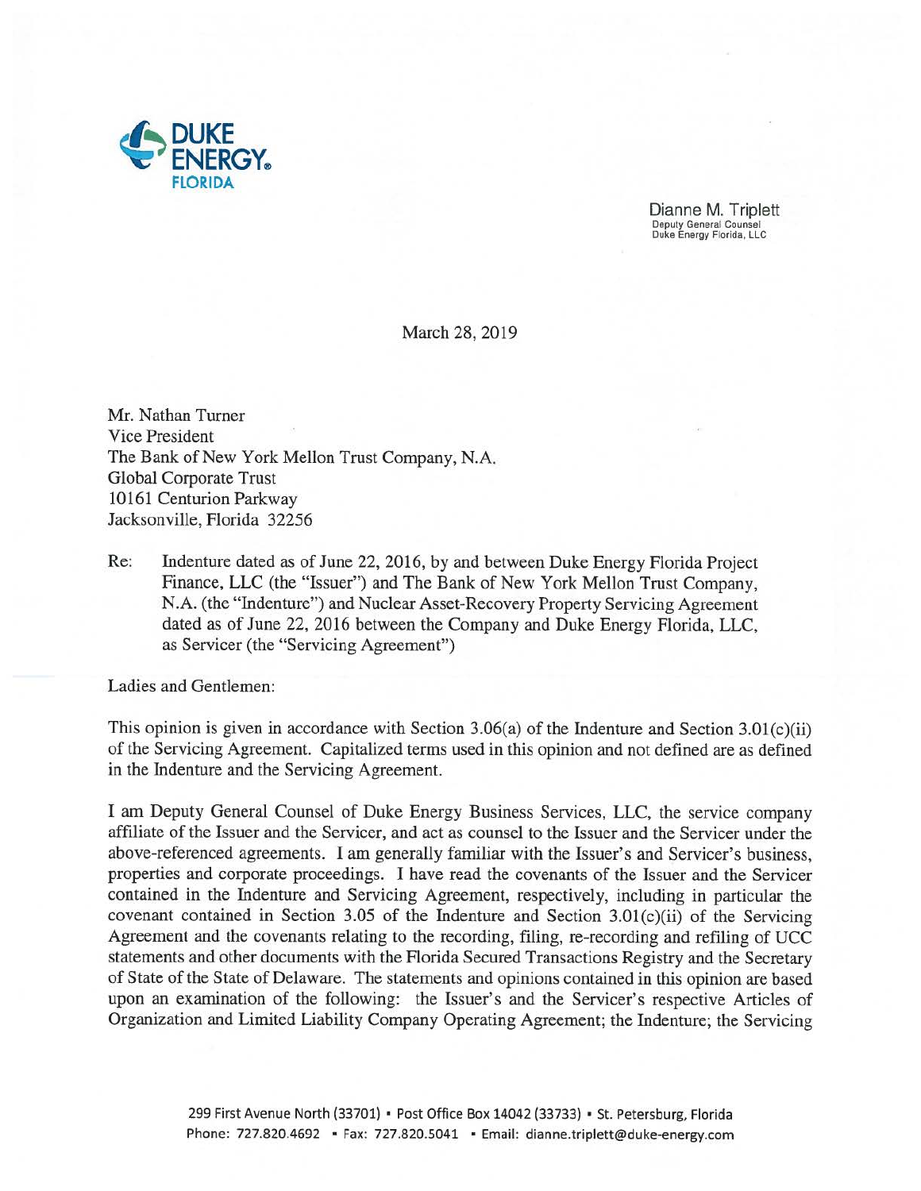DUKE ENERGY.
FLORIDA

Dianne M. Triplett
Deputy General Counsel
Duke Energy Florida, LLC

March 28, 2019

Mr. Nathan Turner
Vice President
The Bank of New York Mellon Trust Company, N.A.
Global Corporate Trust
10161 Centurion Parkway
Jacksonville, Florida 32256

Re: Indenture dated as of June 22, 2016, by and between Duke Energy Florida Project Finance, LLC (the "Issuer") and The Bank of New York Mellon Trust Company, N.A. (the "Indenture") and Nuclear Asset-Recovery Property Servicing Agreement dated as of June 22, 2016 between the Company and Duke Energy Florida, LLC, as Servicer (the "Servicing Agreement")

Ladies and Gentlemen:

This opinion is given in accordance with Section 3.06(a) of the Indenture and Section 3.01(c)(ii) of the Servicing Agreement. Capitalized terms used in this opinion and not defined are as defined in the Indenture and the Servicing Agreement.

I am Deputy General Counsel of Duke Energy Business Services, LLC, the service company affiliate of the Issuer and the Servicer, and act as counsel to the Issuer and the Servicer under the above-referenced agreements. I am generally familiar with the Issuer's and Servicer's business, properties and corporate proceedings. I have read the covenants of the Issuer and the Servicer contained in the Indenture and Servicing Agreement, respectively, including in particular the covenant contained in Section 3.05 of the Indenture and Section 3.01(c)(ii) of the Servicing Agreement and the covenants relating to the recording, filing, re-recording and refiling of UCC statements and other documents with the Florida Secured Transactions Registry and the Secretary of State of the State of Delaware. The statements and opinions contained in this opinion are based upon an examination of the following: the Issuer's and the Servicer's respective Articles of Organization and Limited Liability Company Operating Agreement; the Indenture; the Servicing

299 First Avenue North (33701) • Post Office Box 14042 (33733) • St. Petersburg, Florida
Phone: 727.820.4692 • Fax: 727.820.5041 • Email: dianne.triplett@duke-energy.com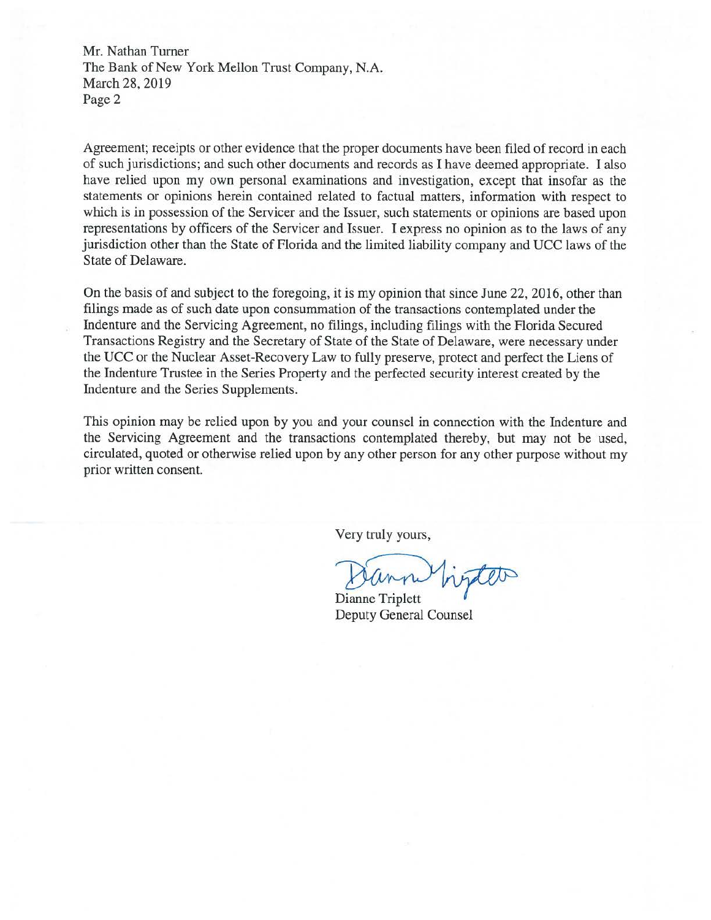Mr. Nathan Turner
The Bank of New York Mellon Trust Company, N.A.
March 28, 2019
Page 2

Agreement; receipts or other evidence that the proper documents have been filed of record in each of such jurisdictions; and such other documents and records as I have deemed appropriate. I also have relied upon my own personal examinations and investigation, except that insofar as the statements or opinions herein contained related to factual matters, information with respect to which is in possession of the Servicer and the Issuer, such statements or opinions are based upon representations by officers of the Servicer and Issuer. I express no opinion as to the laws of any jurisdiction other than the State of Florida and the limited liability company and UCC laws of the State of Delaware.

On the basis of and subject to the foregoing, it is my opinion that since June 22, 2016, other than filings made as of such date upon consummation of the transactions contemplated under the Indenture and the Servicing Agreement, no filings, including filings with the Florida Secured Transactions Registry and the Secretary of State of the State of Delaware, were necessary under the UCC or the Nuclear Asset-Recovery Law to fully preserve, protect and perfect the Liens of the Indenture Trustee in the Series Property and the perfected security interest created by the Indenture and the Series Supplements.

This opinion may be relied upon by you and your counsel in connection with the Indenture and the Servicing Agreement and the transactions contemplated thereby, but may not be used, circulated, quoted or otherwise relied upon by any other person for any other purpose without my prior written consent.

Very truly yours,

Dianne Triplett
Deputy General Counsel